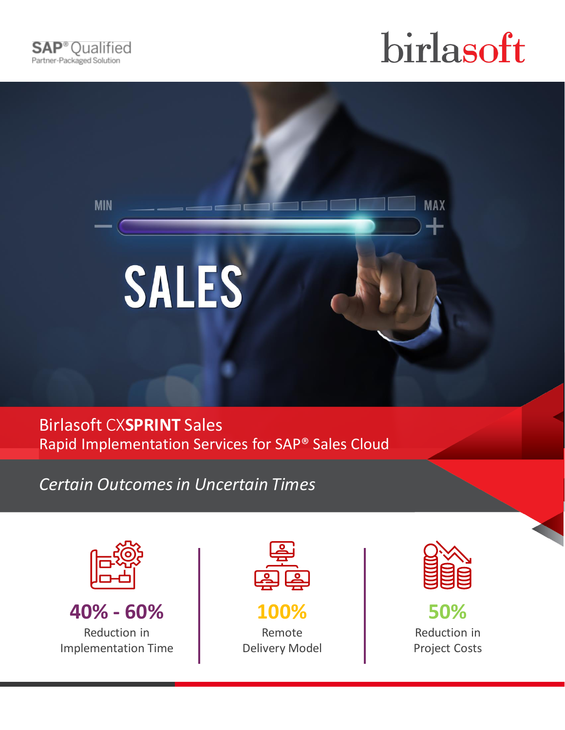SAP® Qualified
Partner-Packaged Solution

birlasoft

# Birlasoft CX**SPRINT** Sales

## Rapid Implementation Services for SAP® Sales Cloud

*Certain Outcomes in Uncertain Times*

**40% - 60%**
Reduction in Implementation Time

**100%**
Remote Delivery Model

**50%**
Reduction in Project Costs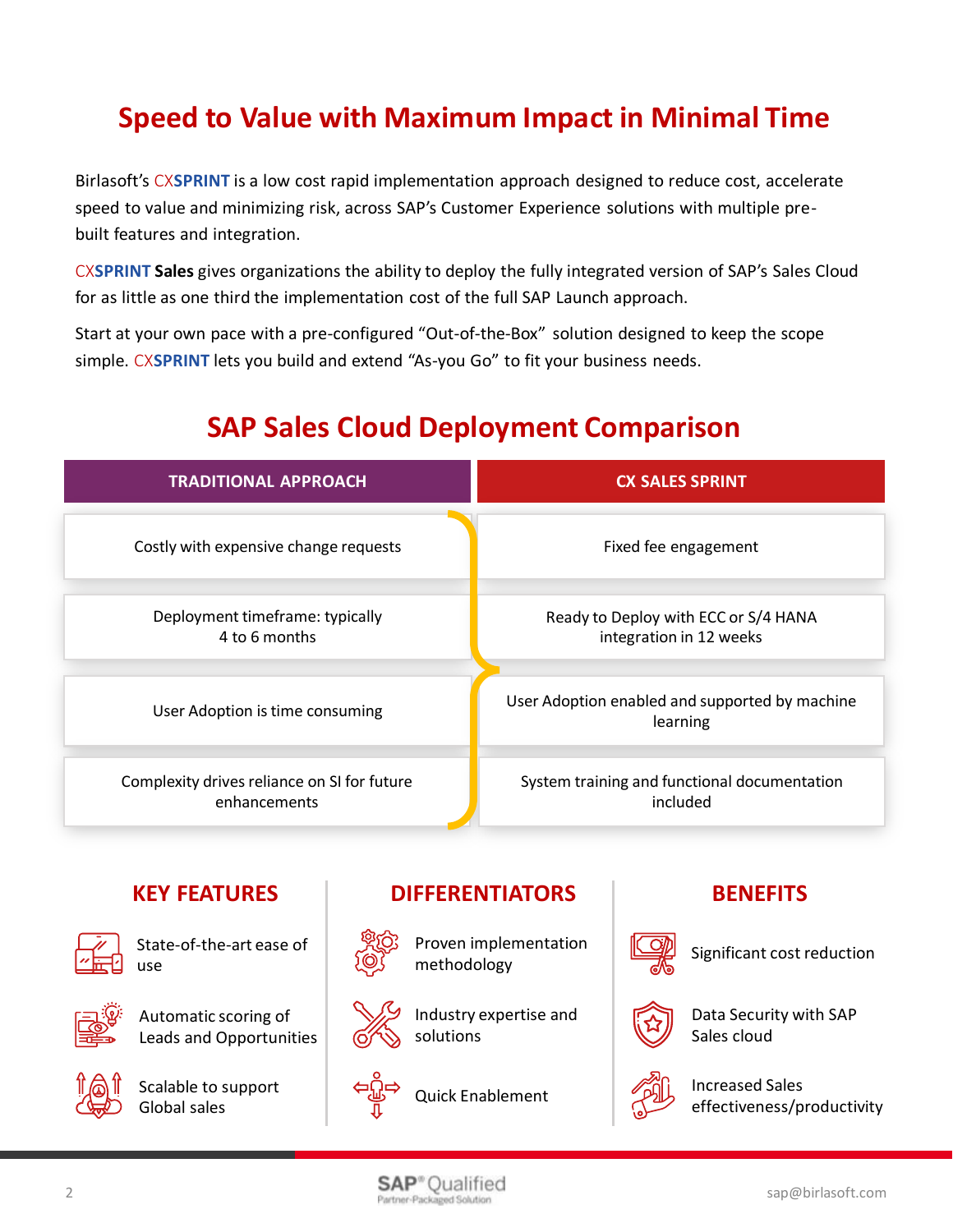# Speed to Value with Maximum Impact in Minimal Time

Birlasoft's CXSPRINT is a low cost rapid implementation approach designed to reduce cost, accelerate speed to value and minimizing risk, across SAP's Customer Experience solutions with multiple pre-built features and integration.

CXSPRINT **Sales** gives organizations the ability to deploy the fully integrated version of SAP's Sales Cloud for as little as one third the implementation cost of the full SAP Launch approach.

Start at your own pace with a pre-configured "Out-of-the-Box" solution designed to keep the scope simple. CXSPRINT lets you build and extend "As-you Go" to fit your business needs.

## SAP Sales Cloud Deployment Comparison

| TRADITIONAL APPROACH | CX SALES SPRINT |
|---|---|
| Costly with expensive change requests | Fixed fee engagement |
| Deployment timeframe: typically 4 to 6 months | Ready to Deploy with ECC or S/4 HANA integration in 12 weeks |
| User Adoption is time consuming | User Adoption enabled and supported by machine learning |
| Complexity drives reliance on SI for future enhancements | System training and functional documentation included |

## KEY FEATURES

- State-of-the-art ease of use
- Automatic scoring of Leads and Opportunities
- Scalable to support Global sales

## DIFFERENTIATORS

- Proven implementation methodology
- Industry expertise and solutions
- Quick Enablement

## BENEFITS

- Significant cost reduction
- Data Security with SAP Sales cloud
- Increased Sales effectiveness/productivity

SAP® Qualified Partner-Packaged Solution

sap@birlasoft.com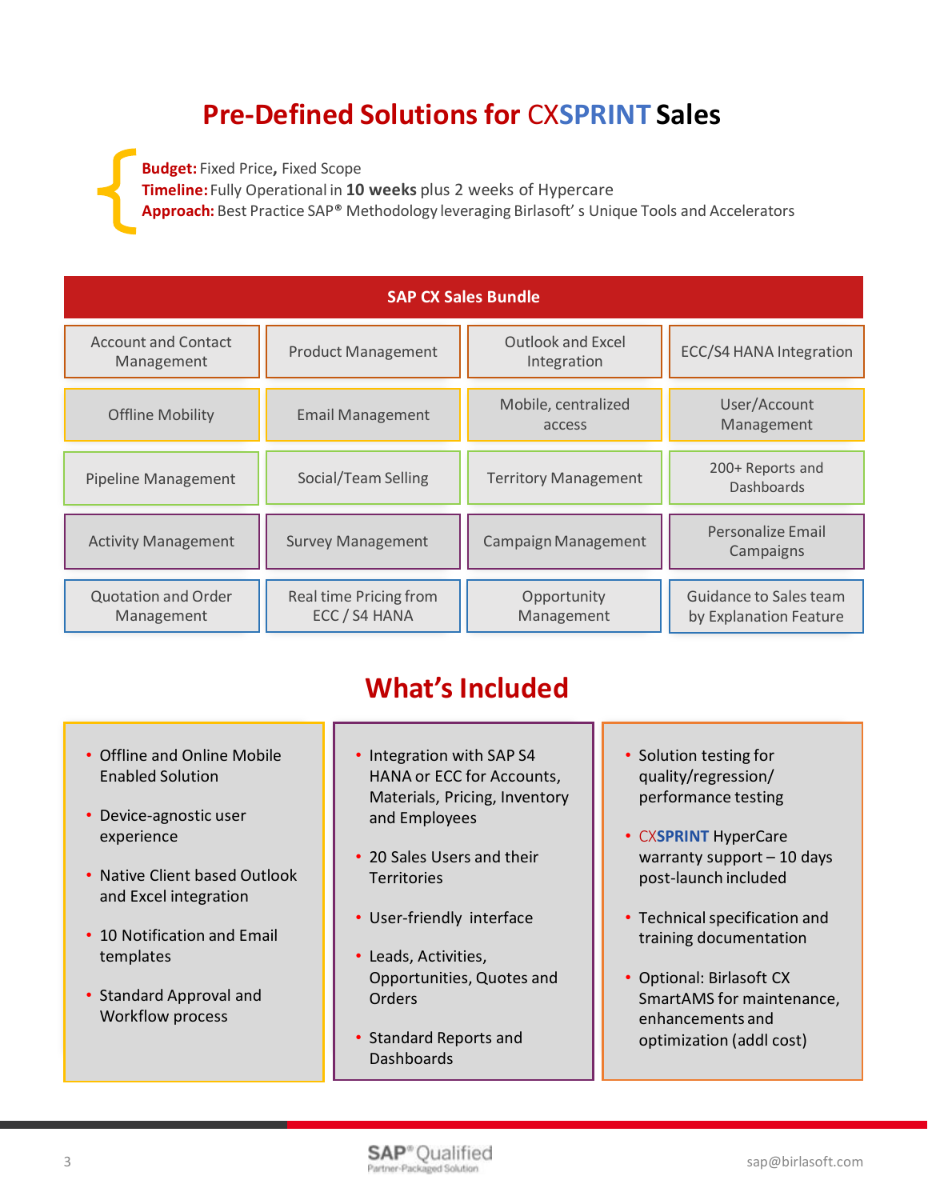# Pre-Defined Solutions for CXSPRINT Sales

**Budget:** Fixed Price, Fixed Scope
**Timeline:** Fully Operational in **10 weeks** plus 2 weeks of Hypercare
**Approach:** Best Practice SAP® Methodology leveraging Birlasoft' s Unique Tools and Accelerators

| SAP CX Sales Bundle | | | |
|---|---|---|---|
| Account and Contact Management | Product Management | Outlook and Excel Integration | ECC/S4 HANA Integration |
| Offline Mobility | Email Management | Mobile, centralized access | User/Account Management |
| Pipeline Management | Social/Team Selling | Territory Management | 200+ Reports and Dashboards |
| Activity Management | Survey Management | Campaign Management | Personalize Email Campaigns |
| Quotation and Order Management | Real time Pricing from ECC / S4 HANA | Opportunity Management | Guidance to Sales team by Explanation Feature |

## What's Included

- Offline and Online Mobile Enabled Solution
- Device-agnostic user experience
- Native Client based Outlook and Excel integration
- 10 Notification and Email templates
- Standard Approval and Workflow process

- Integration with SAP S4 HANA or ECC for Accounts, Materials, Pricing, Inventory and Employees
- 20 Sales Users and their Territories
- User-friendly interface
- Leads, Activities, Opportunities, Quotes and Orders
- Standard Reports and Dashboards

- Solution testing for quality/regression/ performance testing
- CXSPRINT HyperCare warranty support – 10 days post-launch included
- Technical specification and training documentation
- Optional: Birlasoft CX SmartAMS for maintenance, enhancements and optimization (addl cost)

SAP® Qualified Partner-Packaged Solution

sap@birlasoft.com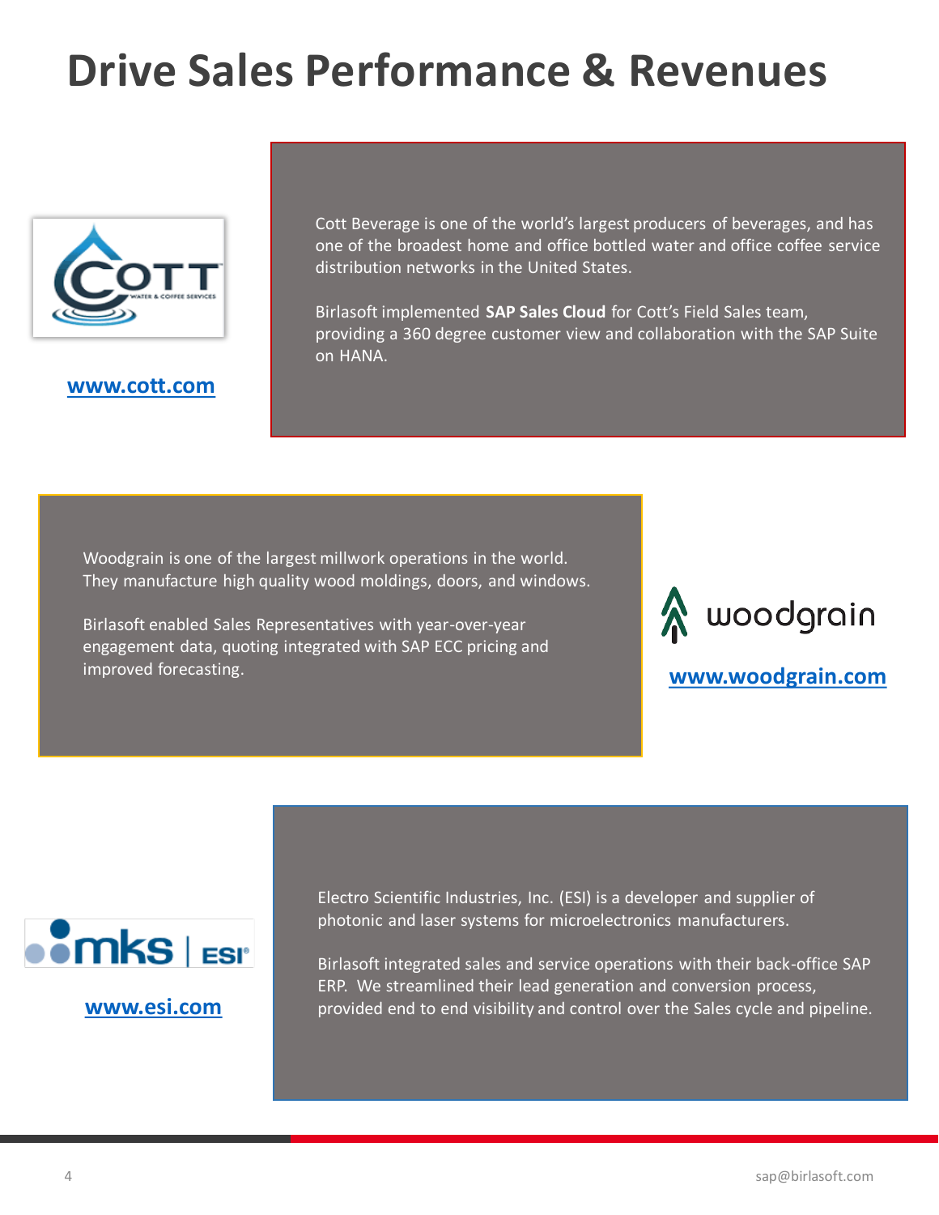# Drive Sales Performance & Revenues

www.cott.com

Cott Beverage is one of the world's largest producers of beverages, and has one of the broadest home and office bottled water and office coffee service distribution networks in the United States.

Birlasoft implemented **SAP Sales Cloud** for Cott's Field Sales team, providing a 360 degree customer view and collaboration with the SAP Suite on HANA.

Woodgrain is one of the largest millwork operations in the world. They manufacture high quality wood moldings, doors, and windows.

Birlasoft enabled Sales Representatives with year-over-year engagement data, quoting integrated with SAP ECC pricing and improved forecasting.

www.woodgrain.com

www.esi.com

Electro Scientific Industries, Inc. (ESI) is a developer and supplier of photonic and laser systems for microelectronics manufacturers.

Birlasoft integrated sales and service operations with their back-office SAP ERP. We streamlined their lead generation and conversion process, provided end to end visibility and control over the Sales cycle and pipeline.

sap@birlasoft.com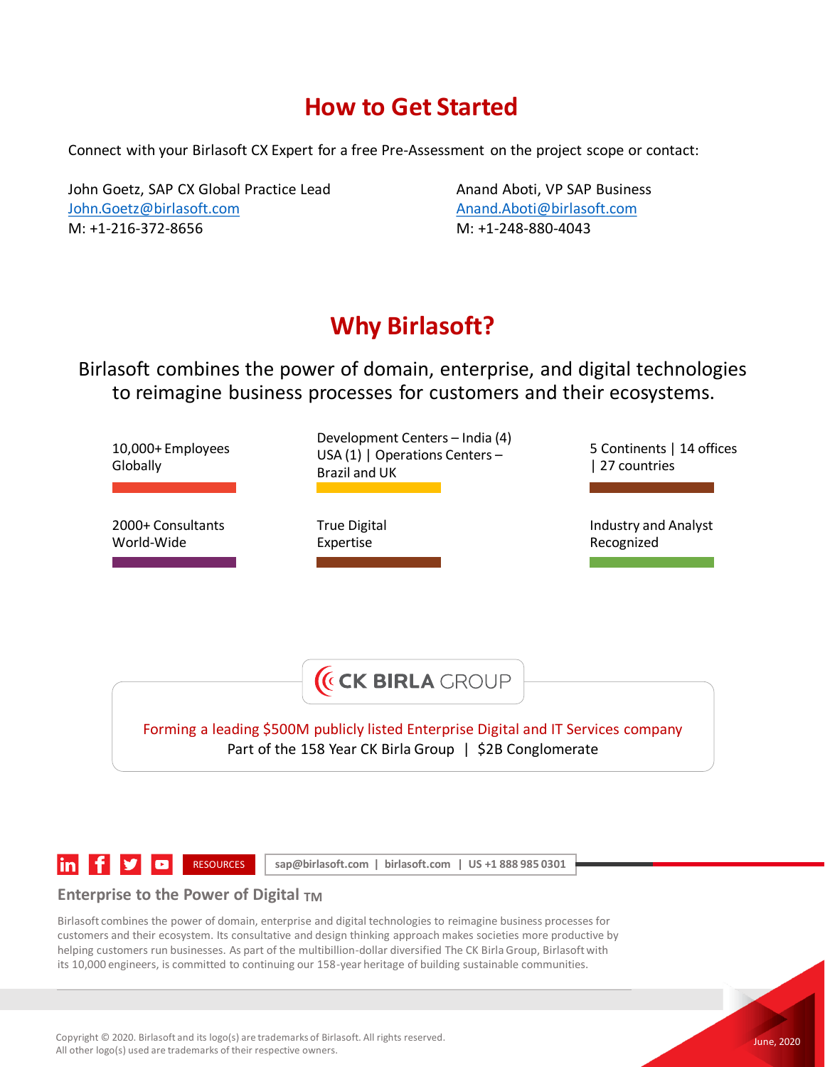## How to Get Started

Connect with your Birlasoft CX Expert for a free Pre-Assessment on the project scope or contact:

John Goetz, SAP CX Global Practice Lead
John.Goetz@birlasoft.com
M: +1-216-372-8656

Anand Aboti, VP SAP Business
Anand.Aboti@birlasoft.com
M: +1-248-880-4043

## Why Birlasoft?

Birlasoft combines the power of domain, enterprise, and digital technologies to reimagine business processes for customers and their ecosystems.

10,000+ Employees Globally

Development Centers – India (4) USA (1) | Operations Centers – Brazil and UK

5 Continents | 14 offices | 27 countries

2000+ Consultants World-Wide

True Digital Expertise

Industry and Analyst Recognized

CK BIRLA GROUP

Forming a leading $500M publicly listed Enterprise Digital and IT Services company

Part of the 158 Year CK Birla Group | $2B Conglomerate

RESOURCES

sap@birlasoft.com | birlasoft.com | US +1 888 985 0301

**Enterprise to the Power of Digital TM**

Birlasoft combines the power of domain, enterprise and digital technologies to reimagine business processes for customers and their ecosystem. Its consultative and design thinking approach makes societies more productive by helping customers run businesses. As part of the multibillion-dollar diversified The CK Birla Group, Birlasoft with its 10,000 engineers, is committed to continuing our 158-year heritage of building sustainable communities.

Copyright © 2020. Birlasoft and its logo(s) are trademarks of Birlasoft. All rights reserved.
All other logo(s) used are trademarks of their respective owners.

June, 2020